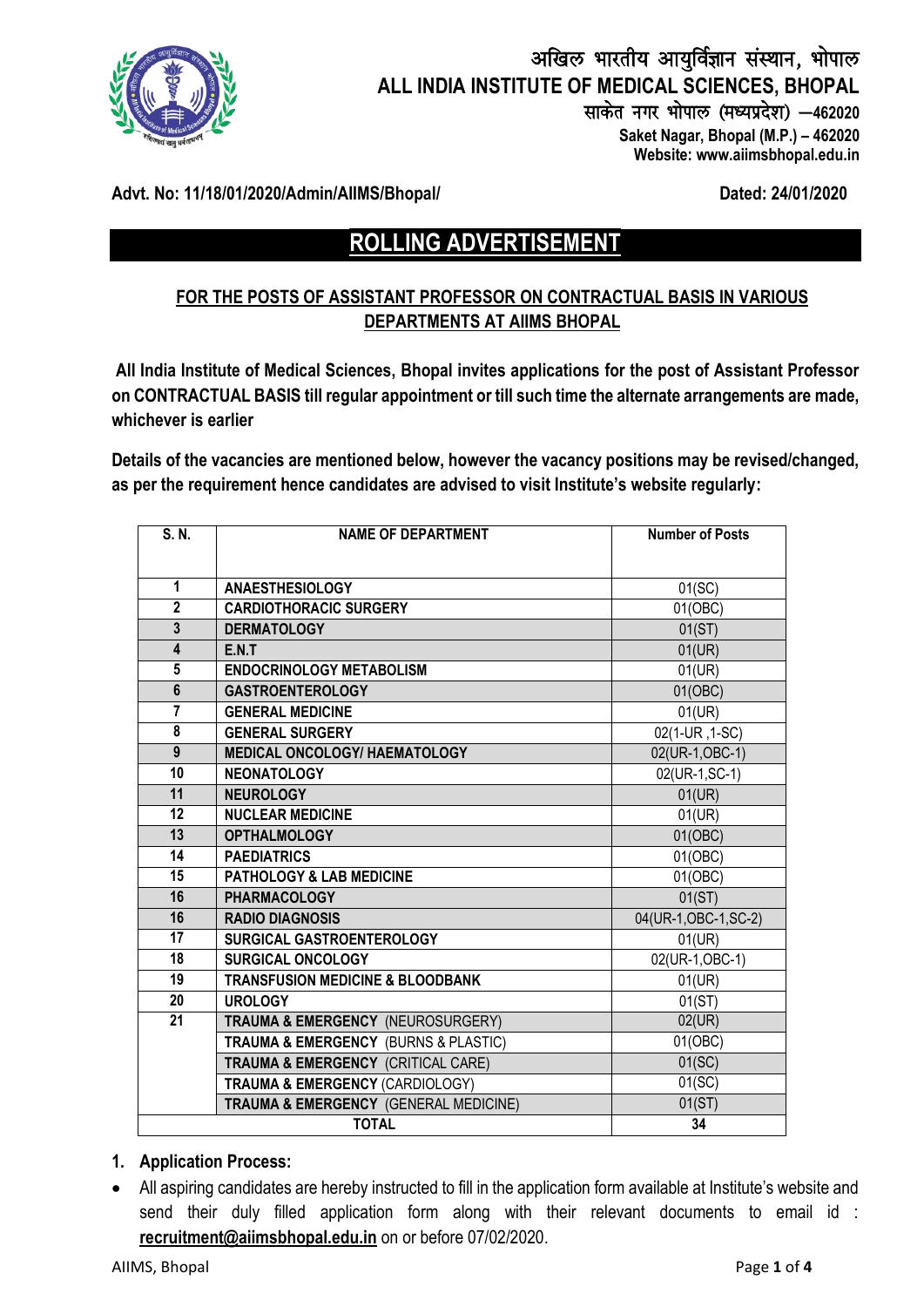# अखिल भारतीय आयुर्विज्ञान संस्थान, भोपाल
# ALL INDIA INSTITUTE OF MEDICAL SCIENCES, BHOPAL

साकेत नगर भोपाल (मध्यप्रदेश) –462020
**Saket Nagar, Bhopal (M.P.) – 462020**
**Website: www.aiimsbhopal.edu.in**

**Advt. No: 11/18/01/2020/Admin/AIIMS/Bhopal/** **Dated: 24/01/2020**

## ROLLING ADVERTISEMENT

### FOR THE POSTS OF ASSISTANT PROFESSOR ON CONTRACTUAL BASIS IN VARIOUS DEPARTMENTS AT AIIMS BHOPAL

**All India Institute of Medical Sciences, Bhopal invites applications for the post of Assistant Professor on CONTRACTUAL BASIS till regular appointment or till such time the alternate arrangements are made, whichever is earlier**

**Details of the vacancies are mentioned below, however the vacancy positions may be revised/changed, as per the requirement hence candidates are advised to visit Institute's website regularly:**

| S. N. | NAME OF DEPARTMENT | Number of Posts |
|---|---|---|
| 1 | ANAESTHESIOLOGY | 01(SC) |
| 2 | CARDIOTHORACIC SURGERY | 01(OBC) |
| 3 | DERMATOLOGY | 01(ST) |
| 4 | E.N.T | 01(UR) |
| 5 | ENDOCRINOLOGY METABOLISM | 01(UR) |
| 6 | GASTROENTEROLOGY | 01(OBC) |
| 7 | GENERAL MEDICINE | 01(UR) |
| 8 | GENERAL SURGERY | 02(1-UR ,1-SC) |
| 9 | MEDICAL ONCOLOGY/ HAEMATOLOGY | 02(UR-1,OBC-1) |
| 10 | NEONATOLOGY | 02(UR-1,SC-1) |
| 11 | NEUROLOGY | 01(UR) |
| 12 | NUCLEAR MEDICINE | 01(UR) |
| 13 | OPTHALMOLOGY | 01(OBC) |
| 14 | PAEDIATRICS | 01(OBC) |
| 15 | PATHOLOGY & LAB MEDICINE | 01(OBC) |
| 16 | PHARMACOLOGY | 01(ST) |
| 16 | RADIO DIAGNOSIS | 04(UR-1,OBC-1,SC-2) |
| 17 | SURGICAL GASTROENTEROLOGY | 01(UR) |
| 18 | SURGICAL ONCOLOGY | 02(UR-1,OBC-1) |
| 19 | TRANSFUSION MEDICINE & BLOODBANK | 01(UR) |
| 20 | UROLOGY | 01(ST) |
| 21 | **TRAUMA & EMERGENCY** (NEUROSURGERY) | 02(UR) |
| | **TRAUMA & EMERGENCY** (BURNS & PLASTIC) | 01(OBC) |
| | **TRAUMA & EMERGENCY** (CRITICAL CARE) | 01(SC) |
| | **TRAUMA & EMERGENCY** (CARDIOLOGY) | 01(SC) |
| | **TRAUMA & EMERGENCY** (GENERAL MEDICINE) | 01(ST) |
| **TOTAL** | | **34** |

1. **Application Process:**

- All aspiring candidates are hereby instructed to fill in the application form available at Institute's website and send their duly filled application form along with their relevant documents to email id : **recruitment@aiimsbhopal.edu.in** on or before 07/02/2020.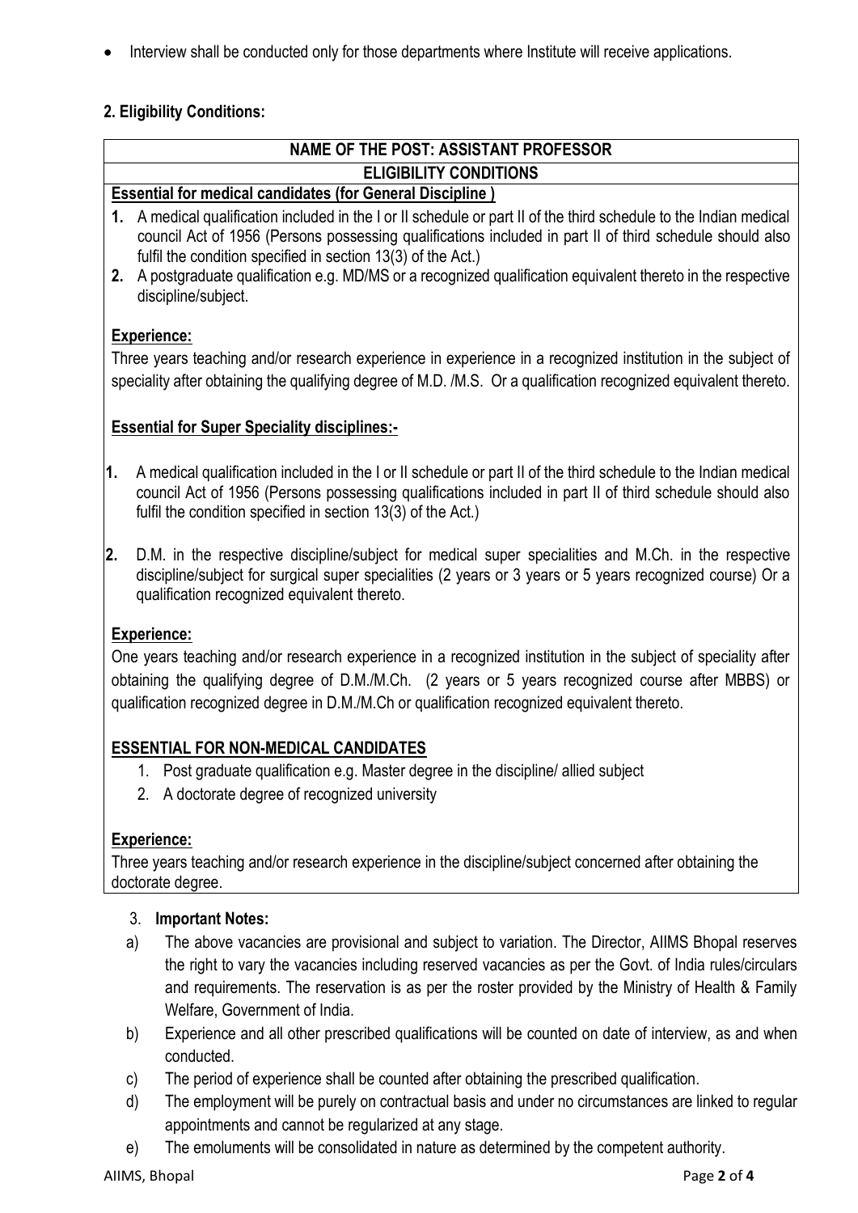- Interview shall be conducted only for those departments where Institute will receive applications.

## 2. Eligibility Conditions:

### NAME OF THE POST: ASSISTANT PROFESSOR

### ELIGIBILITY CONDITIONS

**Essential for medical candidates (for General Discipline )**

1. A medical qualification included in the I or II schedule or part II of the third schedule to the Indian medical council Act of 1956 (Persons possessing qualifications included in part II of third schedule should also fulfil the condition specified in section 13(3) of the Act.)
2. A postgraduate qualification e.g. MD/MS or a recognized qualification equivalent thereto in the respective discipline/subject.

**Experience:**

Three years teaching and/or research experience in experience in a recognized institution in the subject of speciality after obtaining the qualifying degree of M.D. /M.S. Or a qualification recognized equivalent thereto.

**Essential for Super Speciality disciplines:-**

1. A medical qualification included in the I or II schedule or part II of the third schedule to the Indian medical council Act of 1956 (Persons possessing qualifications included in part II of third schedule should also fulfil the condition specified in section 13(3) of the Act.)
2. D.M. in the respective discipline/subject for medical super specialities and M.Ch. in the respective discipline/subject for surgical super specialities (2 years or 3 years or 5 years recognized course) Or a qualification recognized equivalent thereto.

**Experience:**

One years teaching and/or research experience in a recognized institution in the subject of speciality after obtaining the qualifying degree of D.M./M.Ch. (2 years or 5 years recognized course after MBBS) or qualification recognized degree in D.M./M.Ch or qualification recognized equivalent thereto.

**ESSENTIAL FOR NON-MEDICAL CANDIDATES**

1. Post graduate qualification e.g. Master degree in the discipline/ allied subject
2. A doctorate degree of recognized university

**Experience:**

Three years teaching and/or research experience in the discipline/subject concerned after obtaining the doctorate degree.

## 3. Important Notes:

a) The above vacancies are provisional and subject to variation. The Director, AIIMS Bhopal reserves the right to vary the vacancies including reserved vacancies as per the Govt. of India rules/circulars and requirements. The reservation is as per the roster provided by the Ministry of Health & Family Welfare, Government of India.

b) Experience and all other prescribed qualifications will be counted on date of interview, as and when conducted.

c) The period of experience shall be counted after obtaining the prescribed qualification.

d) The employment will be purely on contractual basis and under no circumstances are linked to regular appointments and cannot be regularized at any stage.

e) The emoluments will be consolidated in nature as determined by the competent authority.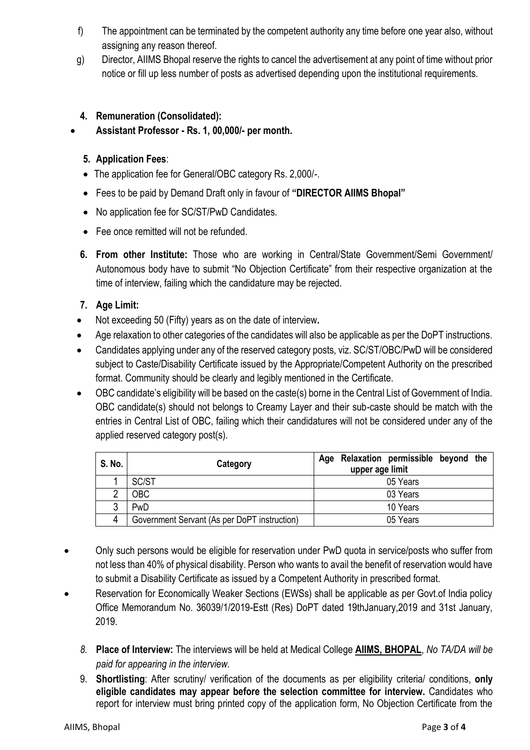f) The appointment can be terminated by the competent authority any time before one year also, without assigning any reason thereof.

g) Director, AIIMS Bhopal reserve the rights to cancel the advertisement at any point of time without prior notice or fill up less number of posts as advertised depending upon the institutional requirements.

**4. Remuneration (Consolidated):**

- **Assistant Professor - Rs. 1, 00,000/- per month.**

**5. Application Fees**:

- The application fee for General/OBC category Rs. 2,000/-.
- Fees to be paid by Demand Draft only in favour of **"DIRECTOR AIIMS Bhopal"**
- No application fee for SC/ST/PwD Candidates.
- Fee once remitted will not be refunded.

**6. From other Institute:** Those who are working in Central/State Government/Semi Government/ Autonomous body have to submit "No Objection Certificate" from their respective organization at the time of interview, failing which the candidature may be rejected.

**7. Age Limit:**

- Not exceeding 50 (Fifty) years as on the date of interview**.**
- Age relaxation to other categories of the candidates will also be applicable as per the DoPT instructions.
- Candidates applying under any of the reserved category posts, viz. SC/ST/OBC/PwD will be considered subject to Caste/Disability Certificate issued by the Appropriate/Competent Authority on the prescribed format. Community should be clearly and legibly mentioned in the Certificate.
- OBC candidate's eligibility will be based on the caste(s) borne in the Central List of Government of India. OBC candidate(s) should not belongs to Creamy Layer and their sub-caste should be match with the entries in Central List of OBC, failing which their candidatures will not be considered under any of the applied reserved category post(s).

| S. No. | Category | Age Relaxation permissible beyond the upper age limit |
|---|---|---|
| 1 | SC/ST | 05 Years |
| 2 | OBC | 03 Years |
| 3 | PwD | 10 Years |
| 4 | Government Servant (As per DoPT instruction) | 05 Years |

- Only such persons would be eligible for reservation under PwD quota in service/posts who suffer from not less than 40% of physical disability. Person who wants to avail the benefit of reservation would have to submit a Disability Certificate as issued by a Competent Authority in prescribed format.
- Reservation for Economically Weaker Sections (EWSs) shall be applicable as per Govt.of India policy Office Memorandum No. 36039/1/2019-Estt (Res) DoPT dated 19thJanuary,2019 and 31st January, 2019.

*8.* **Place of Interview:** The interviews will be held at Medical College **AIIMS, BHOPAL**, *No TA/DA will be paid for appearing in the interview.*

9. **Shortlisting**: After scrutiny/ verification of the documents as per eligibility criteria/ conditions, **only eligible candidates may appear before the selection committee for interview.** Candidates who report for interview must bring printed copy of the application form, No Objection Certificate from the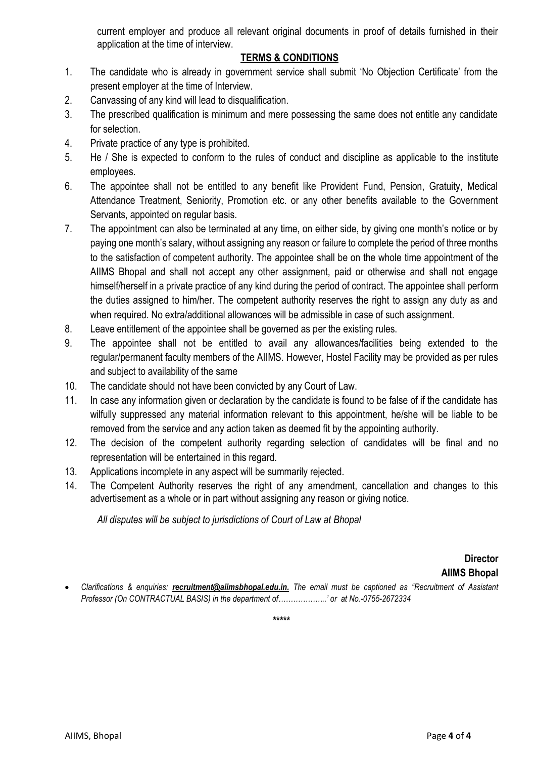current employer and produce all relevant original documents in proof of details furnished in their application at the time of interview.

## TERMS & CONDITIONS

1. The candidate who is already in government service shall submit 'No Objection Certificate' from the present employer at the time of Interview.
2. Canvassing of any kind will lead to disqualification.
3. The prescribed qualification is minimum and mere possessing the same does not entitle any candidate for selection.
4. Private practice of any type is prohibited.
5. He / She is expected to conform to the rules of conduct and discipline as applicable to the institute employees.
6. The appointee shall not be entitled to any benefit like Provident Fund, Pension, Gratuity, Medical Attendance Treatment, Seniority, Promotion etc. or any other benefits available to the Government Servants, appointed on regular basis.
7. The appointment can also be terminated at any time, on either side, by giving one month's notice or by paying one month's salary, without assigning any reason or failure to complete the period of three months to the satisfaction of competent authority. The appointee shall be on the whole time appointment of the AIIMS Bhopal and shall not accept any other assignment, paid or otherwise and shall not engage himself/herself in a private practice of any kind during the period of contract. The appointee shall perform the duties assigned to him/her. The competent authority reserves the right to assign any duty as and when required. No extra/additional allowances will be admissible in case of such assignment.
8. Leave entitlement of the appointee shall be governed as per the existing rules.
9. The appointee shall not be entitled to avail any allowances/facilities being extended to the regular/permanent faculty members of the AIIMS. However, Hostel Facility may be provided as per rules and subject to availability of the same
10. The candidate should not have been convicted by any Court of Law.
11. In case any information given or declaration by the candidate is found to be false of if the candidate has wilfully suppressed any material information relevant to this appointment, he/she will be liable to be removed from the service and any action taken as deemed fit by the appointing authority.
12. The decision of the competent authority regarding selection of candidates will be final and no representation will be entertained in this regard.
13. Applications incomplete in any aspect will be summarily rejected.
14. The Competent Authority reserves the right of any amendment, cancellation and changes to this advertisement as a whole or in part without assigning any reason or giving notice.

*All disputes will be subject to jurisdictions of Court of Law at Bhopal*

**Director**
**AIIMS Bhopal**

- *Clarifications & enquiries:* ***recruitment@aiimsbhopal.edu.in.*** *The email must be captioned as "Recruitment of Assistant Professor (On CONTRACTUAL BASIS) in the department of………………..' or at No.-0755-2672334*

\*\*\*\*\*